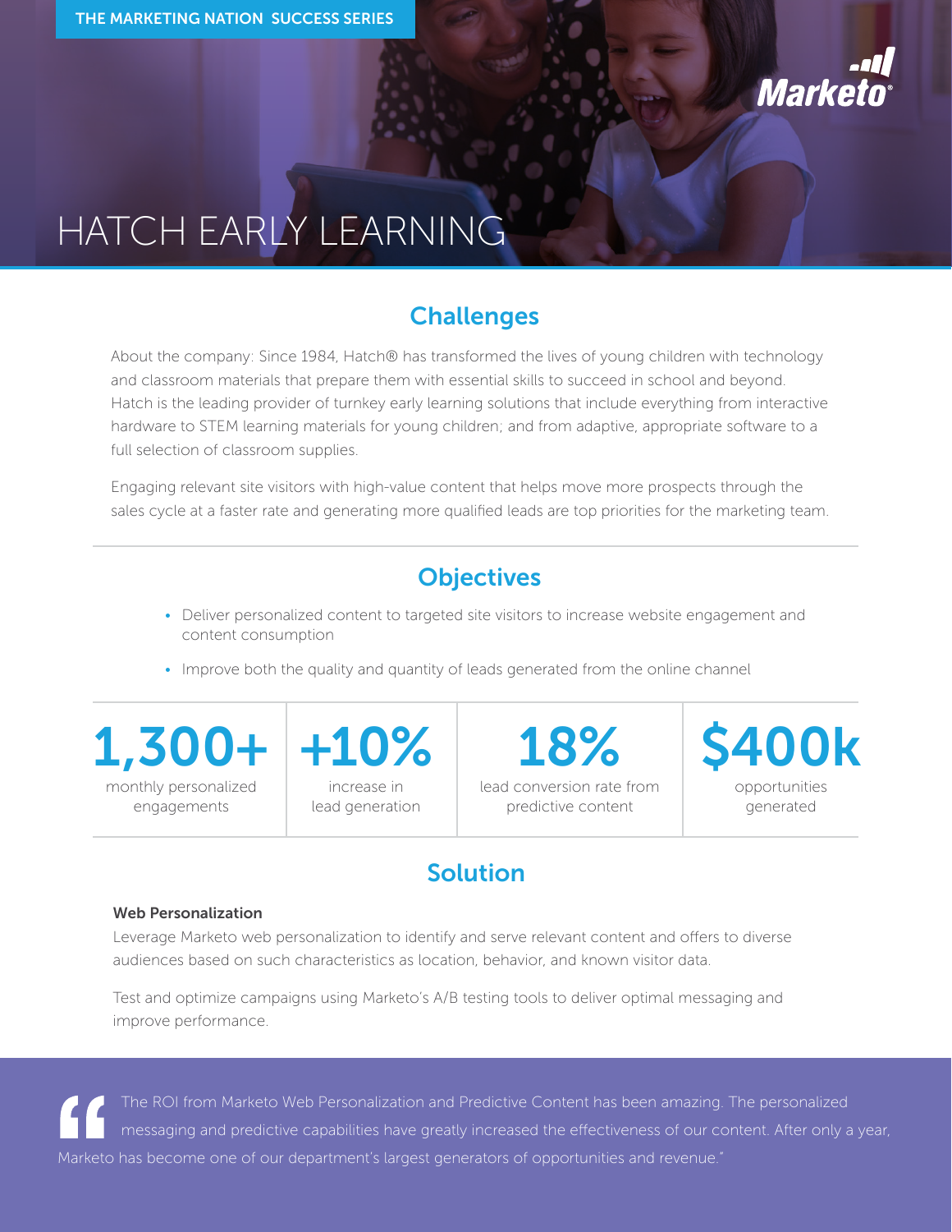THE MARKETING NATION SUCCESS SERIES

# HATCH EARLY LEARNING

## Challenges

About the company: Since 1984, Hatch® has transformed the lives of young children with technology and classroom materials that prepare them with essential skills to succeed in school and beyond. Hatch is the leading provider of turnkey early learning solutions that include everything from interactive hardware to STEM learning materials for young children; and from adaptive, appropriate software to a full selection of classroom supplies.

Engaging relevant site visitors with high-value content that helps move more prospects through the sales cycle at a faster rate and generating more qualified leads are top priorities for the marketing team.

## Objectives

- Deliver personalized content to targeted site visitors to increase website engagement and content consumption
- Improve both the quality and quantity of leads generated from the online channel

| 1,300+ | +10% | 18% | $400k |
|---|---|---|---|
| monthly personalized engagements | increase in lead generation | lead conversion rate from predictive content | opportunities generated |

## Solution

**Web Personalization**

Leverage Marketo web personalization to identify and serve relevant content and offers to diverse audiences based on such characteristics as location, behavior, and known visitor data.

Test and optimize campaigns using Marketo's A/B testing tools to deliver optimal messaging and improve performance.

> "The ROI from Marketo Web Personalization and Predictive Content has been amazing. The personalized messaging and predictive capabilities have greatly increased the effectiveness of our content. After only a year, Marketo has become one of our department's largest generators of opportunities and revenue."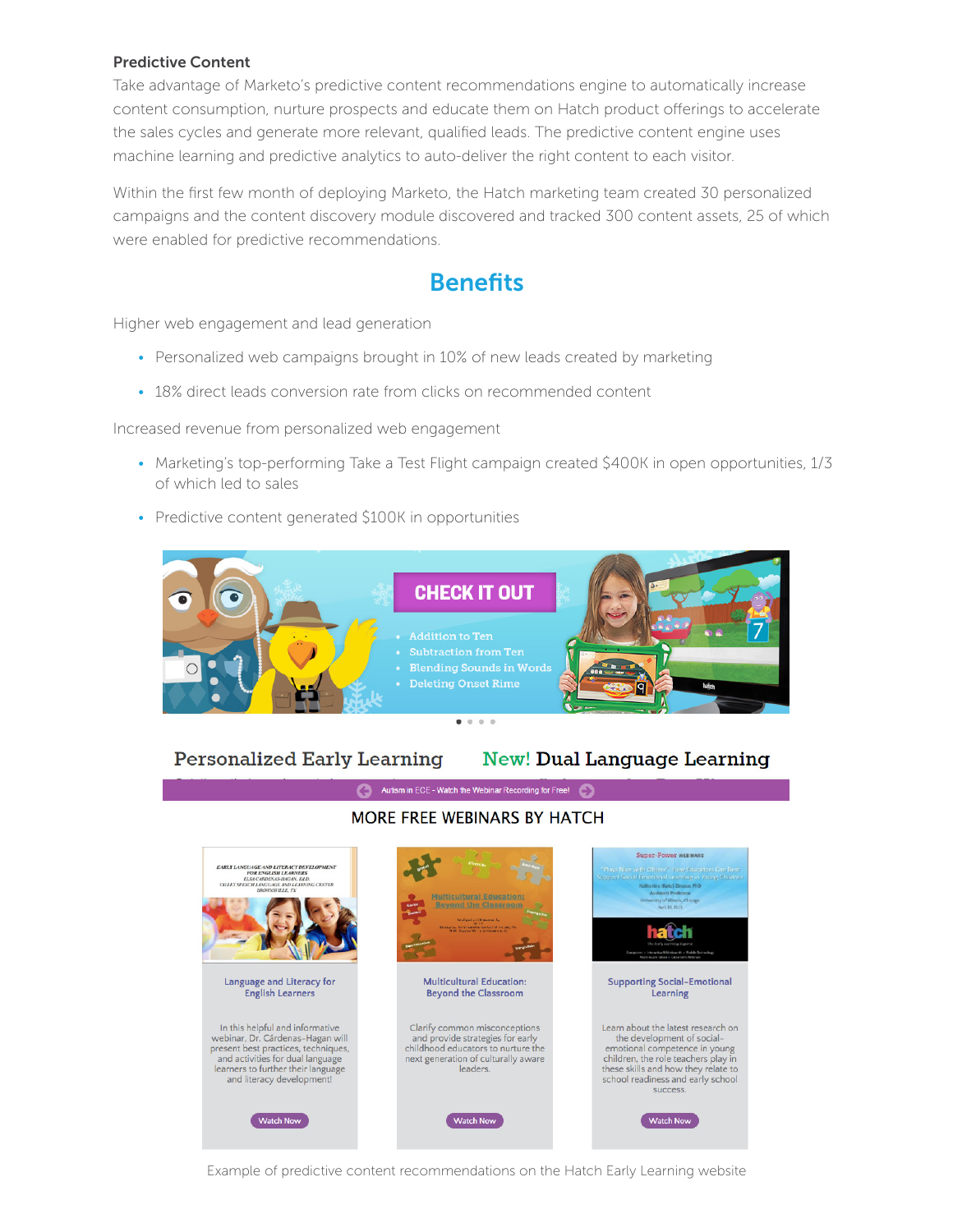**Predictive Content**

Take advantage of Marketo's predictive content recommendations engine to automatically increase content consumption, nurture prospects and educate them on Hatch product offerings to accelerate the sales cycles and generate more relevant, qualified leads. The predictive content engine uses machine learning and predictive analytics to auto-deliver the right content to each visitor.

Within the first few month of deploying Marketo, the Hatch marketing team created 30 personalized campaigns and the content discovery module discovered and tracked 300 content assets, 25 of which were enabled for predictive recommendations.

## Benefits

Higher web engagement and lead generation

- Personalized web campaigns brought in 10% of new leads created by marketing
- 18% direct leads conversion rate from clicks on recommended content

Increased revenue from personalized web engagement

- Marketing's top-performing Take a Test Flight campaign created $400K in open opportunities, 1/3 of which led to sales
- Predictive content generated $100K in opportunities

Example of predictive content recommendations on the Hatch Early Learning website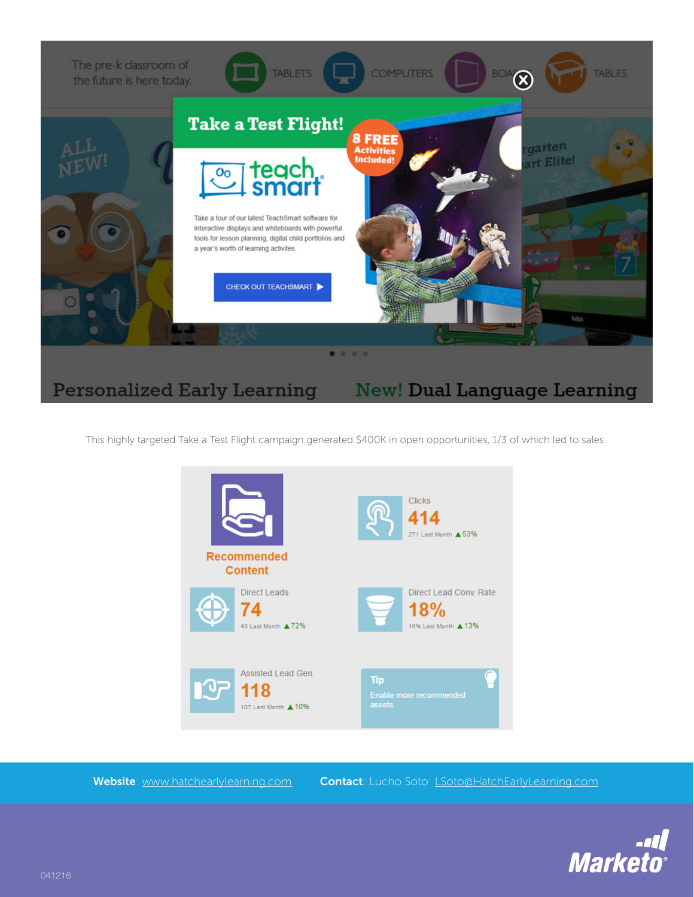This highly targeted Take a Test Flight campaign generated $400K in open opportunities, 1/3 of which led to sales.

Recommended Content

Clicks
414
271 Last Month ▲53%

Direct Leads
74
43 Last Month ▲72%

Direct Lead Conv. Rate
18%
16% Last Month ▲13%

Assisted Lead Gen.
118
107 Last Month ▲10%

Tip
Enable more recommended assets.

**Website**: www.hatchearlylearning.com **Contact**: Lucho Soto: LSoto@HatchEarlyLearning.com

041216